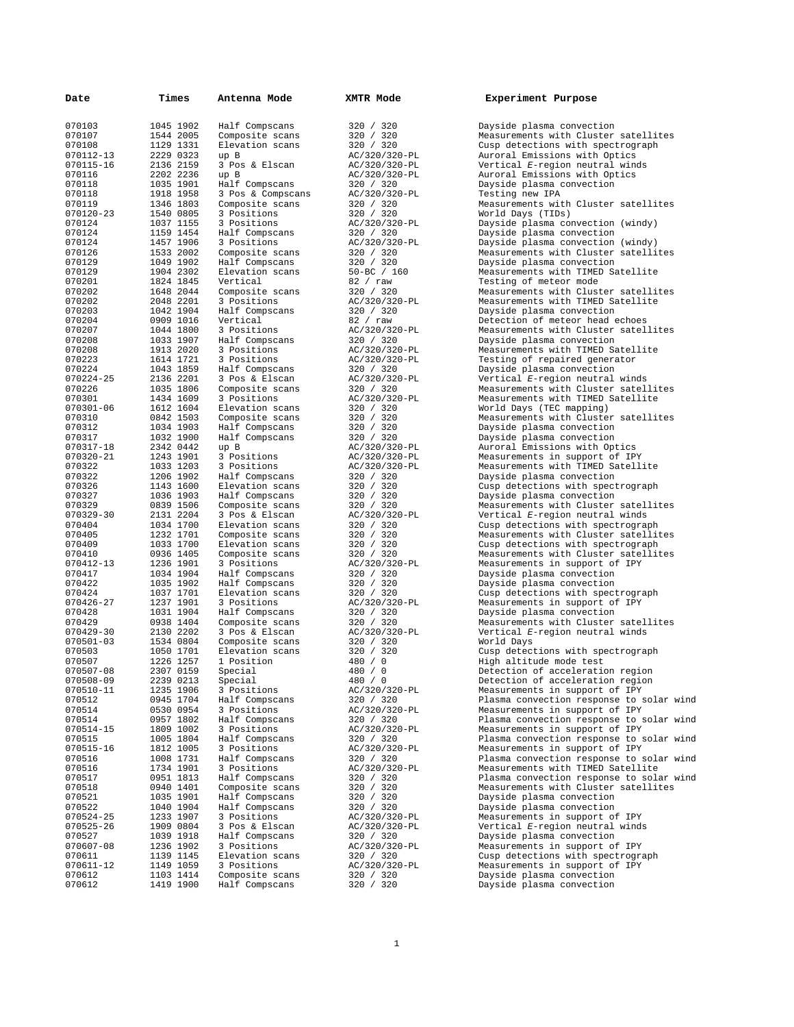| Date | Times | Antenna Mode | XMTR Mode | Experiment Purpose |
| --- | --- | --- | --- | --- |
| 070103 | 1045 1902 | Half Compscans | 320 / 320 | Dayside plasma convection |
| 070107 | 1544 2005 | Composite scans | 320 / 320 | Measurements with Cluster satellites |
| 070108 | 1129 1331 | Elevation scans | 320 / 320 | Cusp detections with spectrograph |
| 070112-13 | 2229 0323 | up B | AC/320/320-PL | Auroral Emissions with Optics |
| 070115-16 | 2136 2159 | 3 Pos & Elscan | AC/320/320-PL | Vertical *E*-region neutral winds |
| 070116 | 2202 2236 | up B | AC/320/320-PL | Auroral Emissions with Optics |
| 070118 | 1035 1901 | Half Compscans | 320 / 320 | Dayside plasma convection |
| 070118 | 1918 1958 | 3 Pos & Compscans | AC/320/320-PL | Testing new IPA |
| 070119 | 1346 1803 | Composite scans | 320 / 320 | Measurements with Cluster satellites |
| 070120-23 | 1540 0805 | 3 Positions | 320 / 320 | World Days (TIDs) |
| 070124 | 1037 1155 | 3 Positions | AC/320/320-PL | Dayside plasma convection (windy) |
| 070124 | 1159 1454 | Half Compscans | 320 / 320 | Dayside plasma convection |
| 070124 | 1457 1906 | 3 Positions | AC/320/320-PL | Dayside plasma convection (windy) |
| 070126 | 1533 2002 | Composite scans | 320 / 320 | Measurements with Cluster satellites |
| 070129 | 1049 1902 | Half Compscans | 320 / 320 | Dayside plasma convection |
| 070129 | 1904 2302 | Elevation scans | 50-BC / 160 | Measurements with TIMED Satellite |
| 070201 | 1824 1845 | Vertical | 82 / raw | Testing of meteor mode |
| 070202 | 1648 2044 | Composite scans | 320 / 320 | Measurements with Cluster satellites |
| 070202 | 2048 2201 | 3 Positions | AC/320/320-PL | Measurements with TIMED Satellite |
| 070203 | 1042 1904 | Half Compscans | 320 / 320 | Dayside plasma convection |
| 070204 | 0909 1016 | Vertical | 82 / raw | Detection of meteor head echoes |
| 070207 | 1044 1800 | 3 Positions | AC/320/320-PL | Measurements with Cluster satellites |
| 070208 | 1033 1907 | Half Compscans | 320 / 320 | Dayside plasma convection |
| 070208 | 1913 2020 | 3 Positions | AC/320/320-PL | Measurements with TIMED Satellite |
| 070223 | 1614 1721 | 3 Positions | AC/320/320-PL | Testing of repaired generator |
| 070224 | 1043 1859 | Half Compscans | 320 / 320 | Dayside plasma convection |
| 070224-25 | 2136 2201 | 3 Pos & Elscan | AC/320/320-PL | Vertical *E*-region neutral winds |
| 070226 | 1035 1806 | Composite scans | 320 / 320 | Measurements with Cluster satellites |
| 070301 | 1434 1609 | 3 Positions | AC/320/320-PL | Measurements with TIMED Satellite |
| 070301-06 | 1612 1604 | Elevation scans | 320 / 320 | World Days (TEC mapping) |
| 070310 | 0842 1503 | Composite scans | 320 / 320 | Measurements with Cluster satellites |
| 070312 | 1034 1903 | Half Compscans | 320 / 320 | Dayside plasma convection |
| 070317 | 1032 1900 | Half Compscans | 320 / 320 | Dayside plasma convection |
| 070317-18 | 2342 0442 | up B | AC/320/320-PL | Auroral Emissions with Optics |
| 070320-21 | 1243 1901 | 3 Positions | AC/320/320-PL | Measurements in support of IPY |
| 070322 | 1033 1203 | 3 Positions | AC/320/320-PL | Measurements with TIMED Satellite |
| 070322 | 1206 1902 | Half Compscans | 320 / 320 | Dayside plasma convection |
| 070326 | 1143 1600 | Elevation scans | 320 / 320 | Cusp detections with spectrograph |
| 070327 | 1036 1903 | Half Compscans | 320 / 320 | Dayside plasma convection |
| 070329 | 0839 1506 | Composite scans | 320 / 320 | Measurements with Cluster satellites |
| 070329-30 | 2131 2204 | 3 Pos & Elscan | AC/320/320-PL | Vertical *E*-region neutral winds |
| 070404 | 1034 1700 | Elevation scans | 320 / 320 | Cusp detections with spectrograph |
| 070405 | 1232 1701 | Composite scans | 320 / 320 | Measurements with Cluster satellites |
| 070409 | 1033 1700 | Elevation scans | 320 / 320 | Cusp detections with spectrograph |
| 070410 | 0936 1405 | Composite scans | 320 / 320 | Measurements with Cluster satellites |
| 070412-13 | 1236 1901 | 3 Positions | AC/320/320-PL | Measurements in support of IPY |
| 070417 | 1034 1904 | Half Compscans | 320 / 320 | Dayside plasma convection |
| 070422 | 1035 1902 | Half Compscans | 320 / 320 | Dayside plasma convection |
| 070424 | 1037 1701 | Elevation scans | 320 / 320 | Cusp detections with spectrograph |
| 070426-27 | 1237 1901 | 3 Positions | AC/320/320-PL | Measurements in support of IPY |
| 070428 | 1031 1904 | Half Compscans | 320 / 320 | Dayside plasma convection |
| 070429 | 0938 1404 | Composite scans | 320 / 320 | Measurements with Cluster satellites |
| 070429-30 | 2130 2202 | 3 Pos & Elscan | AC/320/320-PL | Vertical *E*-region neutral winds |
| 070501-03 | 1534 0804 | Composite scans | 320 / 320 | World Days |
| 070503 | 1050 1701 | Elevation scans | 320 / 320 | Cusp detections with spectrograph |
| 070507 | 1226 1257 | 1 Position | 480 / 0 | High altitude mode test |
| 070507-08 | 2307 0159 | Special | 480 / 0 | Detection of acceleration region |
| 070508-09 | 2239 0213 | Special | 480 / 0 | Detection of acceleration region |
| 070510-11 | 1235 1906 | 3 Positions | AC/320/320-PL | Measurements in support of IPY |
| 070512 | 0945 1704 | Half Compscans | 320 / 320 | Plasma convection response to solar wind |
| 070514 | 0530 0954 | 3 Positions | AC/320/320-PL | Measurements in support of IPY |
| 070514 | 0957 1802 | Half Compscans | 320 / 320 | Plasma convection response to solar wind |
| 070514-15 | 1809 1002 | 3 Positions | AC/320/320-PL | Measurements in support of IPY |
| 070515 | 1005 1804 | Half Compscans | 320 / 320 | Plasma convection response to solar wind |
| 070515-16 | 1812 1005 | 3 Positions | AC/320/320-PL | Measurements in support of IPY |
| 070516 | 1008 1731 | Half Compscans | 320 / 320 | Plasma convection response to solar wind |
| 070516 | 1734 1901 | 3 Positions | AC/320/320-PL | Measurements with TIMED Satellite |
| 070517 | 0951 1813 | Half Compscans | 320 / 320 | Plasma convection response to solar wind |
| 070518 | 0940 1401 | Composite scans | 320 / 320 | Measurements with Cluster satellites |
| 070521 | 1035 1901 | Half Compscans | 320 / 320 | Dayside plasma convection |
| 070522 | 1040 1904 | Half Compscans | 320 / 320 | Dayside plasma convection |
| 070524-25 | 1233 1907 | 3 Positions | AC/320/320-PL | Measurements in support of IPY |
| 070525-26 | 1909 0804 | 3 Pos & Elscan | AC/320/320-PL | Vertical *E*-region neutral winds |
| 070527 | 1039 1918 | Half Compscans | 320 / 320 | Dayside plasma convection |
| 070607-08 | 1236 1902 | 3 Positions | AC/320/320-PL | Measurements in support of IPY |
| 070611 | 1139 1145 | Elevation scans | 320 / 320 | Cusp detections with spectrograph |
| 070611-12 | 1149 1059 | 3 Positions | AC/320/320-PL | Measurements in support of IPY |
| 070612 | 1103 1414 | Composite scans | 320 / 320 | Dayside plasma convection |
| 070612 | 1419 1900 | Half Compscans | 320 / 320 | Dayside plasma convection |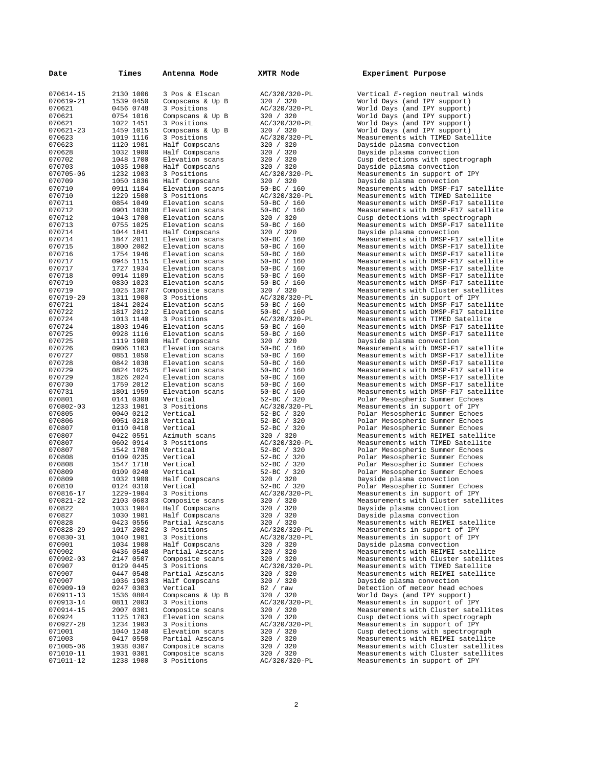| Date | Times | Antenna Mode | XMTR Mode | Experiment Purpose |
|---|---|---|---|---|
| 070614-15 | 2130 1006 | 3 Pos & Elscan | AC/320/320-PL | Vertical *E*-region neutral winds |
| 070619-21 | 1539 0450 | Compscans & Up B | 320 / 320 | World Days (and IPY support) |
| 070621 | 0456 0748 | 3 Positions | AC/320/320-PL | World Days (and IPY support) |
| 070621 | 0754 1016 | Compscans & Up B | 320 / 320 | World Days (and IPY support) |
| 070621 | 1022 1451 | 3 Positions | AC/320/320-PL | World Days (and IPY support) |
| 070621-23 | 1459 1015 | Compscans & Up B | 320 / 320 | World Days (and IPY support) |
| 070623 | 1019 1116 | 3 Positions | AC/320/320-PL | Measurements with TIMED Satellite |
| 070623 | 1120 1901 | Half Compscans | 320 / 320 | Dayside plasma convection |
| 070628 | 1032 1900 | Half Compscans | 320 / 320 | Dayside plasma convection |
| 070702 | 1048 1700 | Elevation scans | 320 / 320 | Cusp detections with spectrograph |
| 070703 | 1035 1900 | Half Compscans | 320 / 320 | Dayside plasma convection |
| 070705-06 | 1232 1903 | 3 Positions | AC/320/320-PL | Measurements in support of IPY |
| 070709 | 1050 1836 | Half Compscans | 320 / 320 | Dayside plasma convection |
| 070710 | 0911 1104 | Elevation scans | 50-BC / 160 | Measurements with DMSP-F17 satellite |
| 070710 | 1229 1500 | 3 Positions | AC/320/320-PL | Measurements with TIMED Satellite |
| 070711 | 0854 1049 | Elevation scans | 50-BC / 160 | Measurements with DMSP-F17 satellite |
| 070712 | 0901 1038 | Elevation scans | 50-BC / 160 | Measurements with DMSP-F17 satellite |
| 070712 | 1043 1700 | Elevation scans | 320 / 320 | Cusp detections with spectrograph |
| 070713 | 0755 1025 | Elevation scans | 50-BC / 160 | Measurements with DMSP-F17 satellite |
| 070714 | 1044 1841 | Half Compscans | 320 / 320 | Dayside plasma convection |
| 070714 | 1847 2011 | Elevation scans | 50-BC / 160 | Measurements with DMSP-F17 satellite |
| 070715 | 1800 2002 | Elevation scans | 50-BC / 160 | Measurements with DMSP-F17 satellite |
| 070716 | 1754 1946 | Elevation scans | 50-BC / 160 | Measurements with DMSP-F17 satellite |
| 070717 | 0945 1115 | Elevation scans | 50-BC / 160 | Measurements with DMSP-F17 satellite |
| 070717 | 1727 1934 | Elevation scans | 50-BC / 160 | Measurements with DMSP-F17 satellite |
| 070718 | 0914 1109 | Elevation scans | 50-BC / 160 | Measurements with DMSP-F17 satellite |
| 070719 | 0830 1023 | Elevation scans | 50-BC / 160 | Measurements with DMSP-F17 satellite |
| 070719 | 1025 1307 | Composite scans | 320 / 320 | Measurements with Cluster satellites |
| 070719-20 | 1311 1900 | 3 Positions | AC/320/320-PL | Measurements in support of IPY |
| 070721 | 1841 2024 | Elevation scans | 50-BC / 160 | Measurements with DMSP-F17 satellite |
| 070722 | 1817 2012 | Elevation scans | 50-BC / 160 | Measurements with DMSP-F17 satellite |
| 070724 | 1013 1140 | 3 Positions | AC/320/320-PL | Measurements with TIMED Satellite |
| 070724 | 1803 1946 | Elevation scans | 50-BC / 160 | Measurements with DMSP-F17 satellite |
| 070725 | 0928 1116 | Elevation scans | 50-BC / 160 | Measurements with DMSP-F17 satellite |
| 070725 | 1119 1900 | Half Compscans | 320 / 320 | Dayside plasma convection |
| 070726 | 0906 1103 | Elevation scans | 50-BC / 160 | Measurements with DMSP-F17 satellite |
| 070727 | 0851 1050 | Elevation scans | 50-BC / 160 | Measurements with DMSP-F17 satellite |
| 070728 | 0842 1038 | Elevation scans | 50-BC / 160 | Measurements with DMSP-F17 satellite |
| 070729 | 0824 1025 | Elevation scans | 50-BC / 160 | Measurements with DMSP-F17 satellite |
| 070729 | 1826 2024 | Elevation scans | 50-BC / 160 | Measurements with DMSP-F17 satellite |
| 070730 | 1759 2012 | Elevation scans | 50-BC / 160 | Measurements with DMSP-F17 satellite |
| 070731 | 1801 1959 | Elevation scans | 50-BC / 160 | Measurements with DMSP-F17 satellite |
| 070801 | 0141 0308 | Vertical | 52-BC / 320 | Polar Mesospheric Summer Echoes |
| 070802-03 | 1233 1901 | 3 Positions | AC/320/320-PL | Measurements in support of IPY |
| 070805 | 0040 0212 | Vertical | 52-BC / 320 | Polar Mesospheric Summer Echoes |
| 070806 | 0051 0218 | Vertical | 52-BC / 320 | Polar Mesospheric Summer Echoes |
| 070807 | 0110 0418 | Vertical | 52-BC / 320 | Polar Mesospheric Summer Echoes |
| 070807 | 0422 0551 | Azimuth scans | 320 / 320 | Measurements with REIMEI satellite |
| 070807 | 0602 0914 | 3 Positions | AC/320/320-PL | Measurements with TIMED Satellite |
| 070807 | 1542 1708 | Vertical | 52-BC / 320 | Polar Mesospheric Summer Echoes |
| 070808 | 0109 0235 | Vertical | 52-BC / 320 | Polar Mesospheric Summer Echoes |
| 070808 | 1547 1718 | Vertical | 52-BC / 320 | Polar Mesospheric Summer Echoes |
| 070809 | 0109 0240 | Vertical | 52-BC / 320 | Polar Mesospheric Summer Echoes |
| 070809 | 1032 1900 | Half Compscans | 320 / 320 | Dayside plasma convection |
| 070810 | 0124 0310 | Vertical | 52-BC / 320 | Polar Mesospheric Summer Echoes |
| 070816-17 | 1229-1904 | 3 Positions | AC/320/320-PL | Measurements in support of IPY |
| 070821-22 | 2103 0603 | Composite scans | 320 / 320 | Measurements with Cluster satellites |
| 070822 | 1033 1904 | Half Compscans | 320 / 320 | Dayside plasma convection |
| 070827 | 1030 1901 | Half Compscans | 320 / 320 | Dayside plasma convection |
| 070828 | 0423 0556 | Partial Azscans | 320 / 320 | Measurements with REIMEI satellite |
| 070828-29 | 1017 2002 | 3 Positions | AC/320/320-PL | Measurements in support of IPY |
| 070830-31 | 1040 1901 | 3 Positions | AC/320/320-PL | Measurements in support of IPY |
| 070901 | 1034 1900 | Half Compscans | 320 / 320 | Dayside plasma convection |
| 070902 | 0436 0548 | Partial Azscans | 320 / 320 | Measurements with REIMEI satellite |
| 070902-03 | 2147 0507 | Composite scans | 320 / 320 | Measurements with Cluster satellites |
| 070907 | 0129 0445 | 3 Positions | AC/320/320-PL | Measurements with TIMED Satellite |
| 070907 | 0447 0548 | Partial Azscans | 320 / 320 | Measurements with REIMEI satellite |
| 070907 | 1036 1903 | Half Compscans | 320 / 320 | Dayside plasma convection |
| 070909-10 | 0247 0303 | Vertical | 82 / raw | Detection of meteor head echoes |
| 070911-13 | 1536 0804 | Compscans & Up B | 320 / 320 | World Days (and IPY support) |
| 070913-14 | 0811 2003 | 3 Positions | AC/320/320-PL | Measurements in support of IPY |
| 070914-15 | 2007 0301 | Composite scans | 320 / 320 | Measurements with Cluster satellites |
| 070924 | 1125 1703 | Elevation scans | 320 / 320 | Cusp detections with spectrograph |
| 070927-28 | 1234 1903 | 3 Positions | AC/320/320-PL | Measurements in support of IPY |
| 071001 | 1040 1240 | Elevation scans | 320 / 320 | Cusp detections with spectrograph |
| 071003 | 0417 0550 | Partial Azscans | 320 / 320 | Measurements with REIMEI satellite |
| 071005-06 | 1938 0307 | Composite scans | 320 / 320 | Measurements with Cluster satellites |
| 071010-11 | 1931 0301 | Composite scans | 320 / 320 | Measurements with Cluster satellites |
| 071011-12 | 1238 1900 | 3 Positions | AC/320/320-PL | Measurements in support of IPY |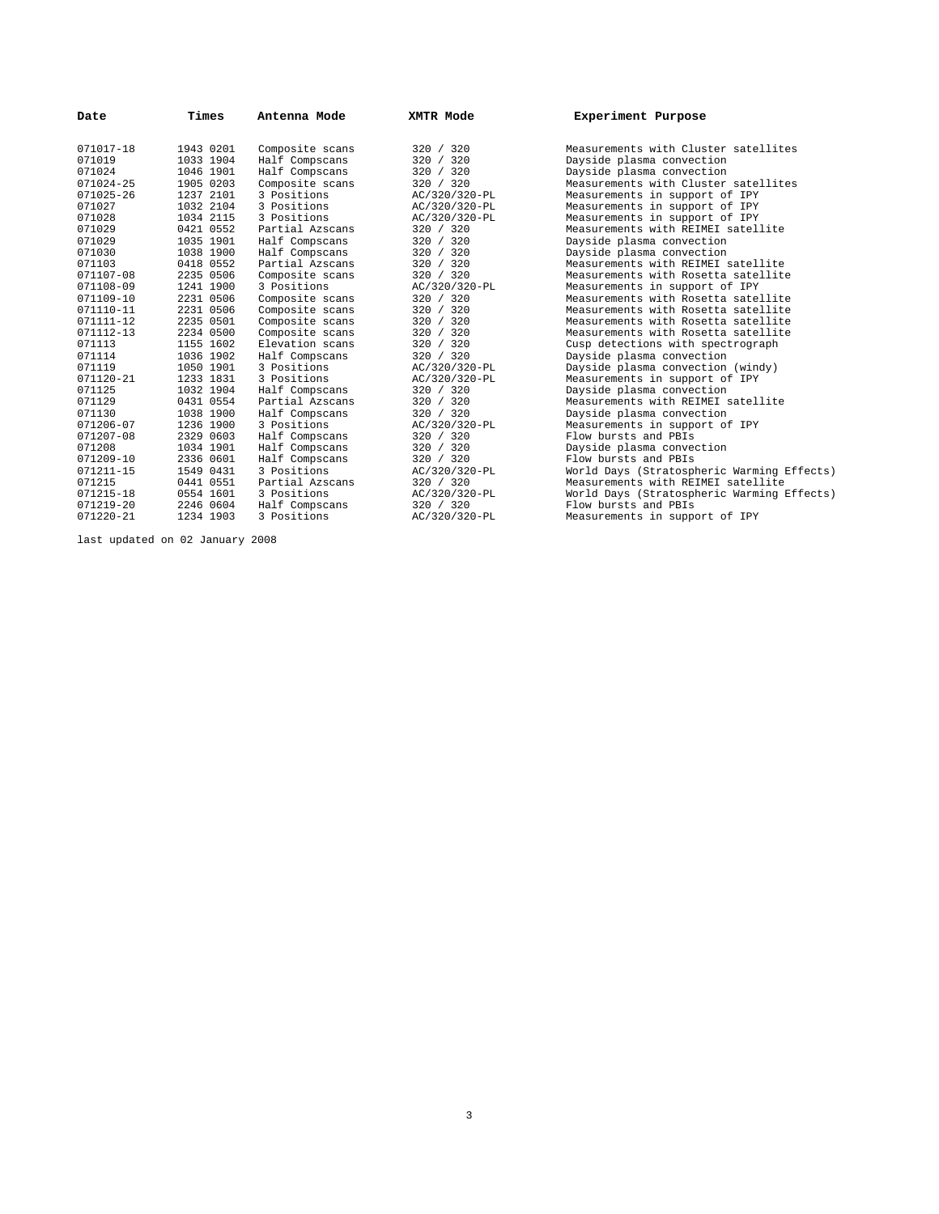| Date | Times | Antenna Mode | XMTR Mode | Experiment Purpose |
|---|---|---|---|---|
| 071017-18 | 1943 0201 | Composite scans | 320 / 320 | Measurements with Cluster satellites |
| 071019 | 1033 1904 | Half Compscans | 320 / 320 | Dayside plasma convection |
| 071024 | 1046 1901 | Half Compscans | 320 / 320 | Dayside plasma convection |
| 071024-25 | 1905 0203 | Composite scans | 320 / 320 | Measurements with Cluster satellites |
| 071025-26 | 1237 2101 | 3 Positions | AC/320/320-PL | Measurements in support of IPY |
| 071027 | 1032 2104 | 3 Positions | AC/320/320-PL | Measurements in support of IPY |
| 071028 | 1034 2115 | 3 Positions | AC/320/320-PL | Measurements in support of IPY |
| 071029 | 0421 0552 | Partial Azscans | 320 / 320 | Measurements with REIMEI satellite |
| 071029 | 1035 1901 | Half Compscans | 320 / 320 | Dayside plasma convection |
| 071030 | 1038 1900 | Half Compscans | 320 / 320 | Dayside plasma convection |
| 071103 | 0418 0552 | Partial Azscans | 320 / 320 | Measurements with REIMEI satellite |
| 071107-08 | 2235 0506 | Composite scans | 320 / 320 | Measurements with Rosetta satellite |
| 071108-09 | 1241 1900 | 3 Positions | AC/320/320-PL | Measurements in support of IPY |
| 071109-10 | 2231 0506 | Composite scans | 320 / 320 | Measurements with Rosetta satellite |
| 071110-11 | 2231 0506 | Composite scans | 320 / 320 | Measurements with Rosetta satellite |
| 071111-12 | 2235 0501 | Composite scans | 320 / 320 | Measurements with Rosetta satellite |
| 071112-13 | 2234 0500 | Composite scans | 320 / 320 | Measurements with Rosetta satellite |
| 071113 | 1155 1602 | Elevation scans | 320 / 320 | Cusp detections with spectrograph |
| 071114 | 1036 1902 | Half Compscans | 320 / 320 | Dayside plasma convection |
| 071119 | 1050 1901 | 3 Positions | AC/320/320-PL | Dayside plasma convection (windy) |
| 071120-21 | 1233 1831 | 3 Positions | AC/320/320-PL | Measurements in support of IPY |
| 071125 | 1032 1904 | Half Compscans | 320 / 320 | Dayside plasma convection |
| 071129 | 0431 0554 | Partial Azscans | 320 / 320 | Measurements with REIMEI satellite |
| 071130 | 1038 1900 | Half Compscans | 320 / 320 | Dayside plasma convection |
| 071206-07 | 1236 1900 | 3 Positions | AC/320/320-PL | Measurements in support of IPY |
| 071207-08 | 2329 0603 | Half Compscans | 320 / 320 | Flow bursts and PBIs |
| 071208 | 1034 1901 | Half Compscans | 320 / 320 | Dayside plasma convection |
| 071209-10 | 2336 0601 | Half Compscans | 320 / 320 | Flow bursts and PBIs |
| 071211-15 | 1549 0431 | 3 Positions | AC/320/320-PL | World Days (Stratospheric Warming Effects) |
| 071215 | 0441 0551 | Partial Azscans | 320 / 320 | Measurements with REIMEI satellite |
| 071215-18 | 0554 1601 | 3 Positions | AC/320/320-PL | World Days (Stratospheric Warming Effects) |
| 071219-20 | 2246 0604 | Half Compscans | 320 / 320 | Flow bursts and PBIs |
| 071220-21 | 1234 1903 | 3 Positions | AC/320/320-PL | Measurements in support of IPY |

last updated on 02 January 2008